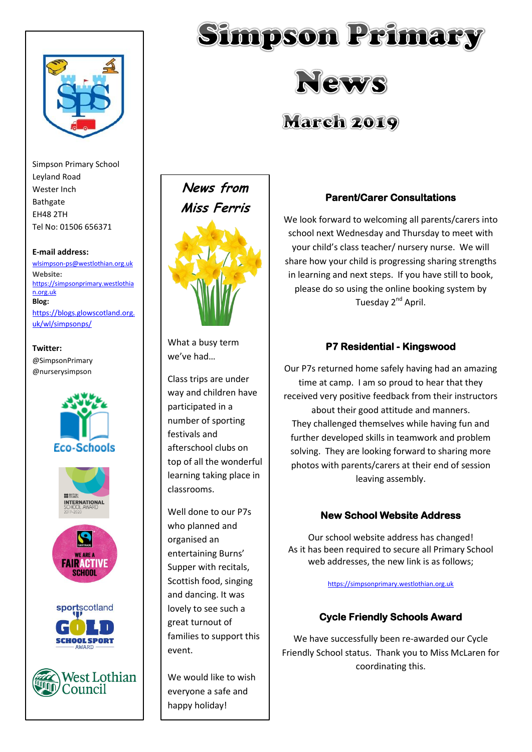# Simpson Primary News

## March 2019

Simpson Primary School
Leyland Road
Wester Inch
Bathgate
EH48 2TH
Tel No: 01506 656371

**E-mail address:**
wlsimpson-ps@westlothian.org.uk
**Website:**
https://simpsonprimary.westlothian.org.uk
**Blog:**
https://blogs.glowscotland.org.uk/wl/simpsonps/

**Twitter:**
@SimpsonPrimary
@nurserysimpson

## *News from Miss Ferris*

What a busy term we've had…

Class trips are under way and children have participated in a number of sporting festivals and afterschool clubs on top of all the wonderful learning taking place in classrooms.

Well done to our P7s who planned and organised an entertaining Burns' Supper with recitals, Scottish food, singing and dancing. It was lovely to see such a great turnout of families to support this event.

We would like to wish everyone a safe and happy holiday!

### Parent/Carer Consultations

We look forward to welcoming all parents/carers into school next Wednesday and Thursday to meet with your child's class teacher/ nursery nurse. We will share how your child is progressing sharing strengths in learning and next steps. If you have still to book, please do so using the online booking system by Tuesday 2nd April.

### P7 Residential - Kingswood

Our P7s returned home safely having had an amazing time at camp. I am so proud to hear that they received very positive feedback from their instructors about their good attitude and manners. They challenged themselves while having fun and further developed skills in teamwork and problem solving. They are looking forward to sharing more photos with parents/carers at their end of session leaving assembly.

### New School Website Address

Our school website address has changed!
As it has been required to secure all Primary School web addresses, the new link is as follows;

https://simpsonprimary.westlothian.org.uk

### Cycle Friendly Schools Award

We have successfully been re-awarded our Cycle Friendly School status. Thank you to Miss McLaren for coordinating this.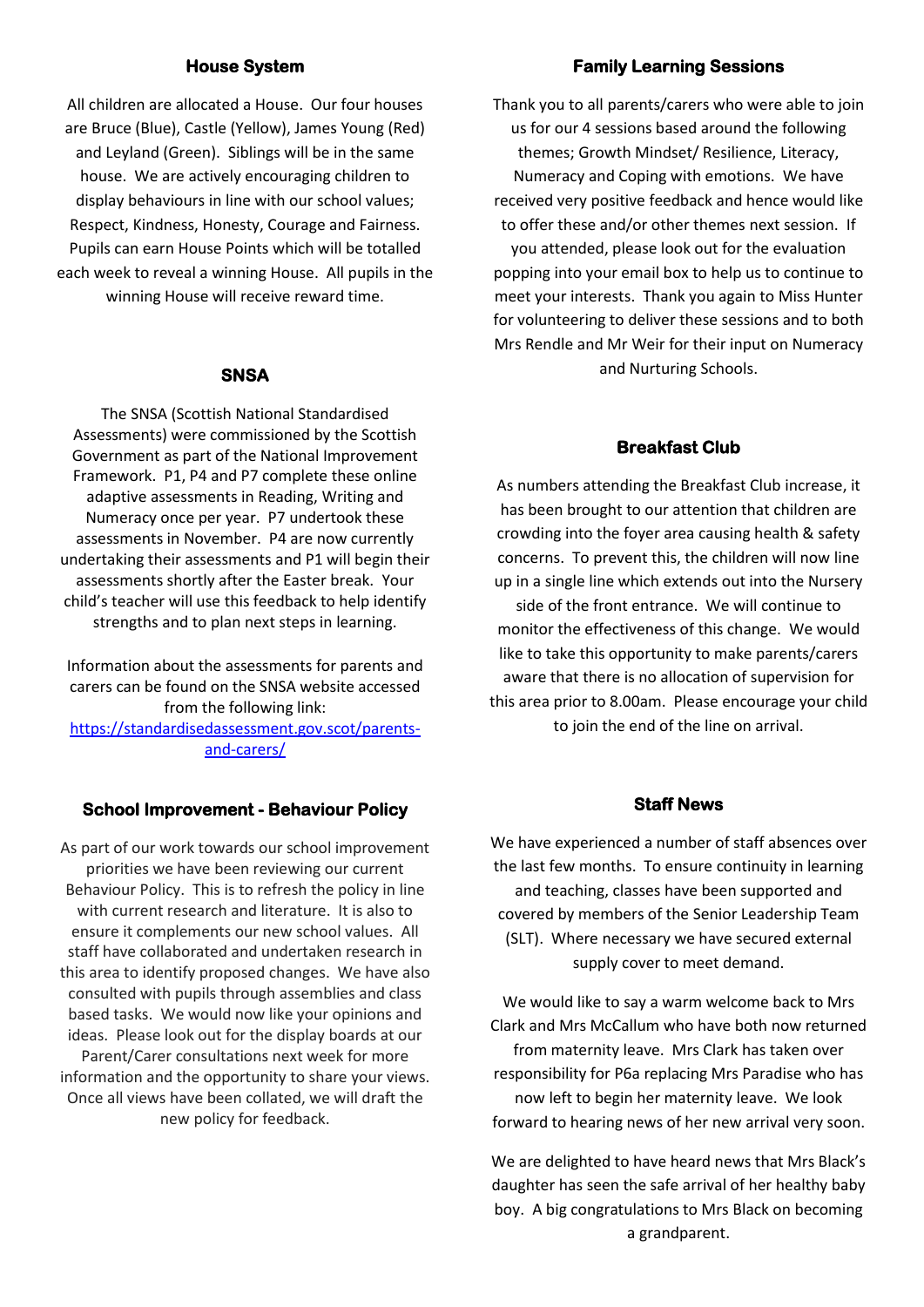## House System

All children are allocated a House. Our four houses are Bruce (Blue), Castle (Yellow), James Young (Red) and Leyland (Green). Siblings will be in the same house. We are actively encouraging children to display behaviours in line with our school values; Respect, Kindness, Honesty, Courage and Fairness. Pupils can earn House Points which will be totalled each week to reveal a winning House. All pupils in the winning House will receive reward time.

## SNSA

The SNSA (Scottish National Standardised Assessments) were commissioned by the Scottish Government as part of the National Improvement Framework. P1, P4 and P7 complete these online adaptive assessments in Reading, Writing and Numeracy once per year. P7 undertook these assessments in November. P4 are now currently undertaking their assessments and P1 will begin their assessments shortly after the Easter break. Your child's teacher will use this feedback to help identify strengths and to plan next steps in learning.

Information about the assessments for parents and carers can be found on the SNSA website accessed from the following link: [https://standardisedassessment.gov.scot/parents-and-carers/](https://standardisedassessment.gov.scot/parents-and-carers/)

## School Improvement - Behaviour Policy

As part of our work towards our school improvement priorities we have been reviewing our current Behaviour Policy. This is to refresh the policy in line with current research and literature. It is also to ensure it complements our new school values. All staff have collaborated and undertaken research in this area to identify proposed changes. We have also consulted with pupils through assemblies and class based tasks. We would now like your opinions and ideas. Please look out for the display boards at our Parent/Carer consultations next week for more information and the opportunity to share your views. Once all views have been collated, we will draft the new policy for feedback.

## Family Learning Sessions

Thank you to all parents/carers who were able to join us for our 4 sessions based around the following themes; Growth Mindset/ Resilience, Literacy, Numeracy and Coping with emotions. We have received very positive feedback and hence would like to offer these and/or other themes next session. If you attended, please look out for the evaluation popping into your email box to help us to continue to meet your interests. Thank you again to Miss Hunter for volunteering to deliver these sessions and to both Mrs Rendle and Mr Weir for their input on Numeracy and Nurturing Schools.

## Breakfast Club

As numbers attending the Breakfast Club increase, it has been brought to our attention that children are crowding into the foyer area causing health & safety concerns. To prevent this, the children will now line up in a single line which extends out into the Nursery side of the front entrance. We will continue to monitor the effectiveness of this change. We would like to take this opportunity to make parents/carers aware that there is no allocation of supervision for this area prior to 8.00am. Please encourage your child to join the end of the line on arrival.

## Staff News

We have experienced a number of staff absences over the last few months. To ensure continuity in learning and teaching, classes have been supported and covered by members of the Senior Leadership Team (SLT). Where necessary we have secured external supply cover to meet demand.

We would like to say a warm welcome back to Mrs Clark and Mrs McCallum who have both now returned from maternity leave. Mrs Clark has taken over responsibility for P6a replacing Mrs Paradise who has now left to begin her maternity leave. We look forward to hearing news of her new arrival very soon.

We are delighted to have heard news that Mrs Black's daughter has seen the safe arrival of her healthy baby boy. A big congratulations to Mrs Black on becoming a grandparent.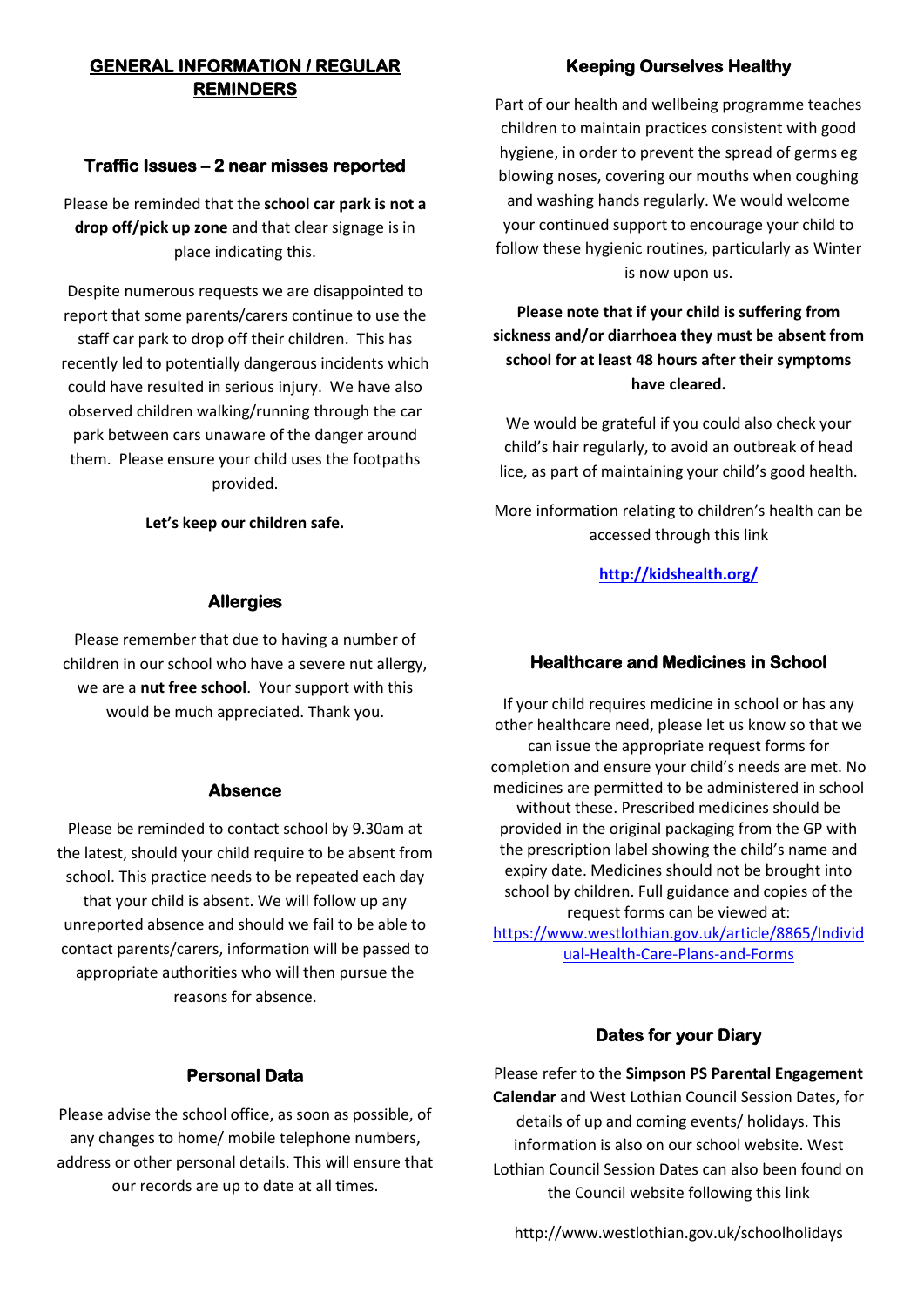## GENERAL INFORMATION / REGULAR REMINDERS

### Traffic Issues – 2 near misses reported

Please be reminded that the **school car park is not a drop off/pick up zone** and that clear signage is in place indicating this.

Despite numerous requests we are disappointed to report that some parents/carers continue to use the staff car park to drop off their children. This has recently led to potentially dangerous incidents which could have resulted in serious injury. We have also observed children walking/running through the car park between cars unaware of the danger around them. Please ensure your child uses the footpaths provided.

**Let's keep our children safe.**

### Allergies

Please remember that due to having a number of children in our school who have a severe nut allergy, we are a **nut free school**. Your support with this would be much appreciated. Thank you.

### Absence

Please be reminded to contact school by 9.30am at the latest, should your child require to be absent from school. This practice needs to be repeated each day that your child is absent. We will follow up any unreported absence and should we fail to be able to contact parents/carers, information will be passed to appropriate authorities who will then pursue the reasons for absence.

### Personal Data

Please advise the school office, as soon as possible, of any changes to home/ mobile telephone numbers, address or other personal details. This will ensure that our records are up to date at all times.

### Keeping Ourselves Healthy

Part of our health and wellbeing programme teaches children to maintain practices consistent with good hygiene, in order to prevent the spread of germs eg blowing noses, covering our mouths when coughing and washing hands regularly. We would welcome your continued support to encourage your child to follow these hygienic routines, particularly as Winter is now upon us.

**Please note that if your child is suffering from sickness and/or diarrhoea they must be absent from school for at least 48 hours after their symptoms have cleared.**

We would be grateful if you could also check your child's hair regularly, to avoid an outbreak of head lice, as part of maintaining your child's good health.

More information relating to children's health can be accessed through this link

**[http://kidshealth.org/](http://kidshealth.org/)**

### Healthcare and Medicines in School

If your child requires medicine in school or has any other healthcare need, please let us know so that we can issue the appropriate request forms for completion and ensure your child's needs are met. No medicines are permitted to be administered in school without these. Prescribed medicines should be provided in the original packaging from the GP with the prescription label showing the child's name and expiry date. Medicines should not be brought into school by children. Full guidance and copies of the request forms can be viewed at: [https://www.westlothian.gov.uk/article/8865/Individual-Health-Care-Plans-and-Forms](https://www.westlothian.gov.uk/article/8865/Individual-Health-Care-Plans-and-Forms)

### Dates for your Diary

Please refer to the **Simpson PS Parental Engagement Calendar** and West Lothian Council Session Dates, for details of up and coming events/ holidays. This information is also on our school website. West Lothian Council Session Dates can also been found on the Council website following this link

http://www.westlothian.gov.uk/schoolholidays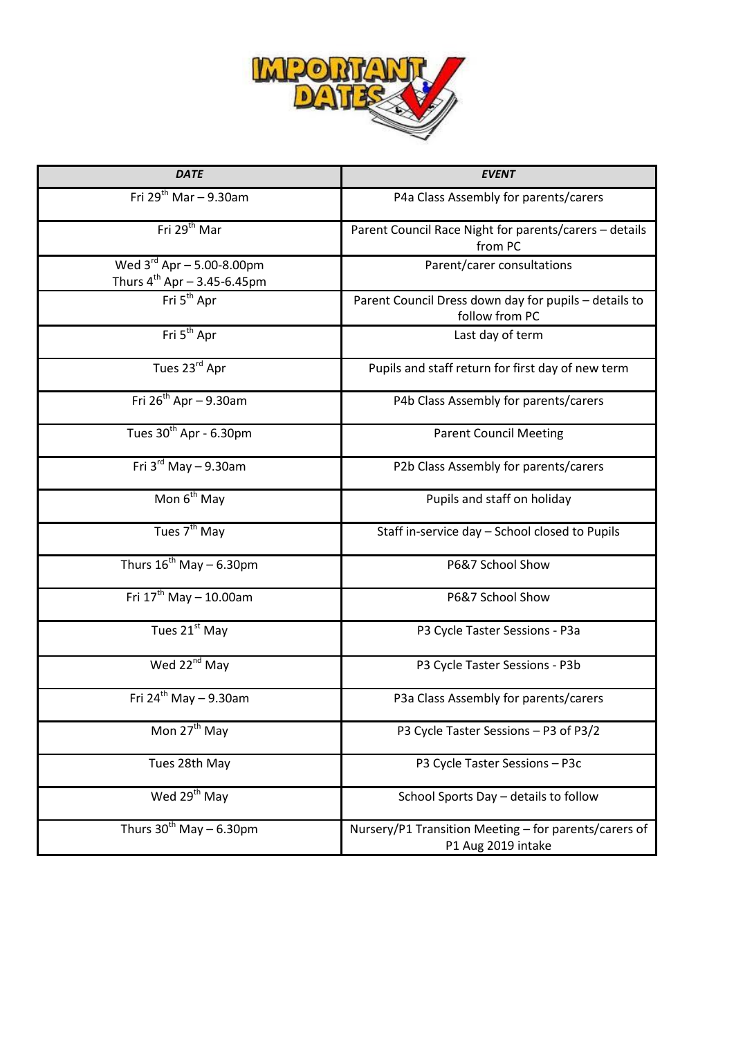# IMPORTANT DATES

| ***DATE*** | ***EVENT*** |
|---|---|
| Fri 29th Mar – 9.30am | P4a Class Assembly for parents/carers |
| Fri 29th Mar | Parent Council Race Night for parents/carers – details from PC |
| Wed 3rd Apr – 5.00-8.00pm<br>Thurs 4th Apr – 3.45-6.45pm | Parent/carer consultations |
| Fri 5th Apr | Parent Council Dress down day for pupils – details to follow from PC |
| Fri 5th Apr | Last day of term |
| Tues 23rd Apr | Pupils and staff return for first day of new term |
| Fri 26th Apr – 9.30am | P4b Class Assembly for parents/carers |
| Tues 30th Apr - 6.30pm | Parent Council Meeting |
| Fri 3rd May – 9.30am | P2b Class Assembly for parents/carers |
| Mon 6th May | Pupils and staff on holiday |
| Tues 7th May | Staff in-service day – School closed to Pupils |
| Thurs 16th May – 6.30pm | P6&7 School Show |
| Fri 17th May – 10.00am | P6&7 School Show |
| Tues 21st May | P3 Cycle Taster Sessions - P3a |
| Wed 22nd May | P3 Cycle Taster Sessions - P3b |
| Fri 24th May – 9.30am | P3a Class Assembly for parents/carers |
| Mon 27th May | P3 Cycle Taster Sessions – P3 of P3/2 |
| Tues 28th May | P3 Cycle Taster Sessions – P3c |
| Wed 29th May | School Sports Day – details to follow |
| Thurs 30th May – 6.30pm | Nursery/P1 Transition Meeting – for parents/carers of P1 Aug 2019 intake |